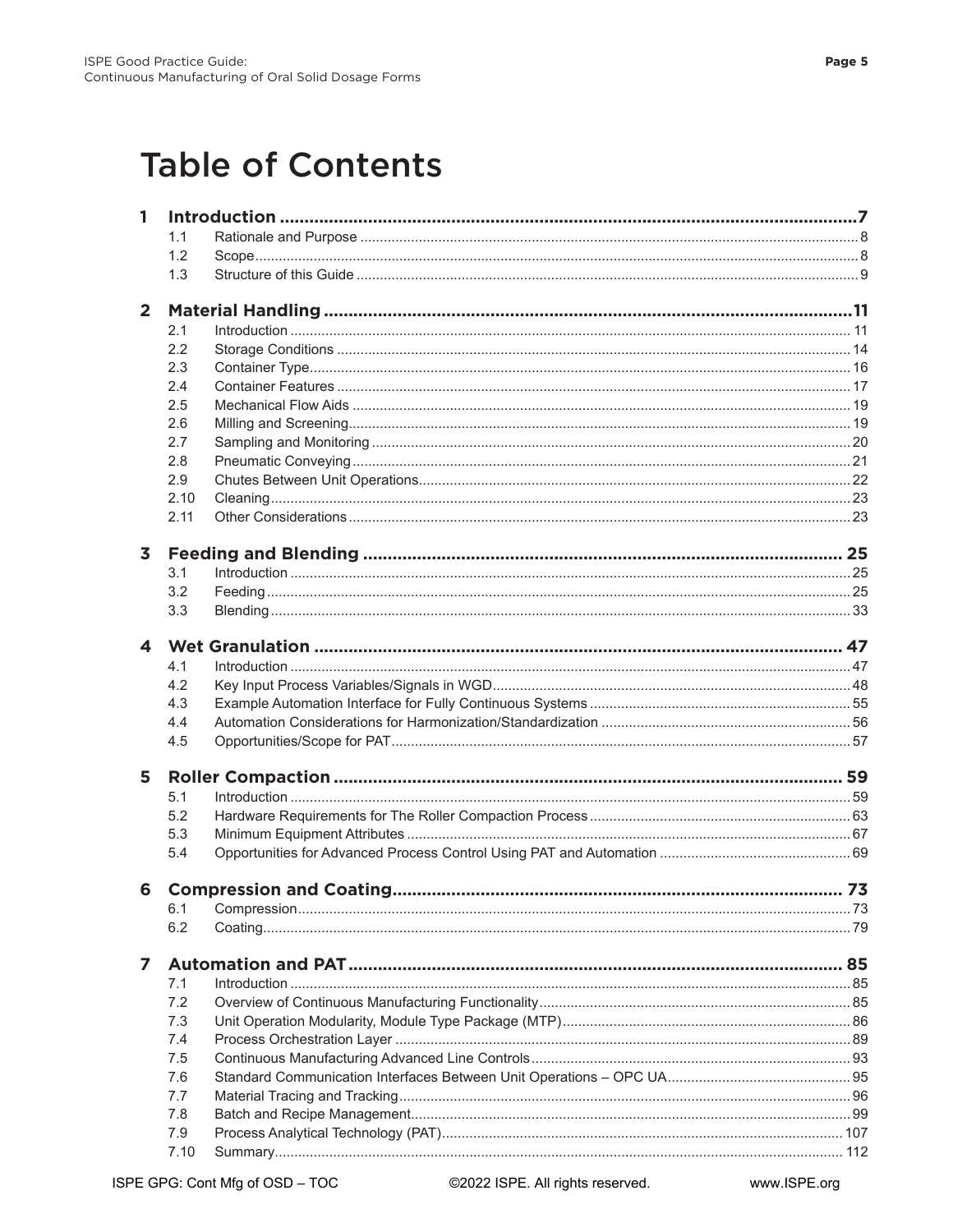# Table of Contents

**1 Introduction .......................................................................................................7**

- 1.1 Rationale and Purpose ....................................................................................8
- 1.2 Scope.............................................................................................................8
- 1.3 Structure of this Guide ....................................................................................9

**2 Material Handling ..............................................................................................11**

- 2.1 Introduction ..................................................................................................11
- 2.2 Storage Conditions .......................................................................................14
- 2.3 Container Type..............................................................................................16
- 2.4 Container Features ........................................................................................17
- 2.5 Mechanical Flow Aids ....................................................................................19
- 2.6 Milling and Screening.....................................................................................19
- 2.7 Sampling and Monitoring ................................................................................20
- 2.8 Pneumatic Conveying ....................................................................................21
- 2.9 Chutes Between Unit Operations.....................................................................22
- 2.10 Cleaning.......................................................................................................23
- 2.11 Other Considerations.....................................................................................23

**3 Feeding and Blending .......................................................................................25**

- 3.1 Introduction ..................................................................................................25
- 3.2 Feeding........................................................................................................25
- 3.3 Blending.......................................................................................................33

**4 Wet Granulation ................................................................................................47**

- 4.1 Introduction ..................................................................................................47
- 4.2 Key Input Process Variables/Signals in WGD....................................................48
- 4.3 Example Automation Interface for Fully Continuous Systems..............................55
- 4.4 Automation Considerations for Harmonization/Standardization ............................56
- 4.5 Opportunities/Scope for PAT...........................................................................57

**5 Roller Compaction ............................................................................................59**

- 5.1 Introduction ..................................................................................................59
- 5.2 Hardware Requirements for The Roller Compaction Process................................63
- 5.3 Minimum Equipment Attributes ........................................................................67
- 5.4 Opportunities for Advanced Process Control Using PAT and Automation ...............69

**6 Compression and Coating.................................................................................73**

- 6.1 Compression.................................................................................................73
- 6.2 Coating.........................................................................................................79

**7 Automation and PAT .........................................................................................85**

- 7.1 Introduction ..................................................................................................85
- 7.2 Overview of Continuous Manufacturing Functionality..........................................85
- 7.3 Unit Operation Modularity, Module Type Package (MTP).....................................86
- 7.4 Process Orchestration Layer ...........................................................................89
- 7.5 Continuous Manufacturing Advanced Line Controls............................................93
- 7.6 Standard Communication Interfaces Between Unit Operations – OPC UA..............95
- 7.7 Material Tracing and Tracking..........................................................................96
- 7.8 Batch and Recipe Management........................................................................99
- 7.9 Process Analytical Technology (PAT)..............................................................107
- 7.10 Summary.....................................................................................................112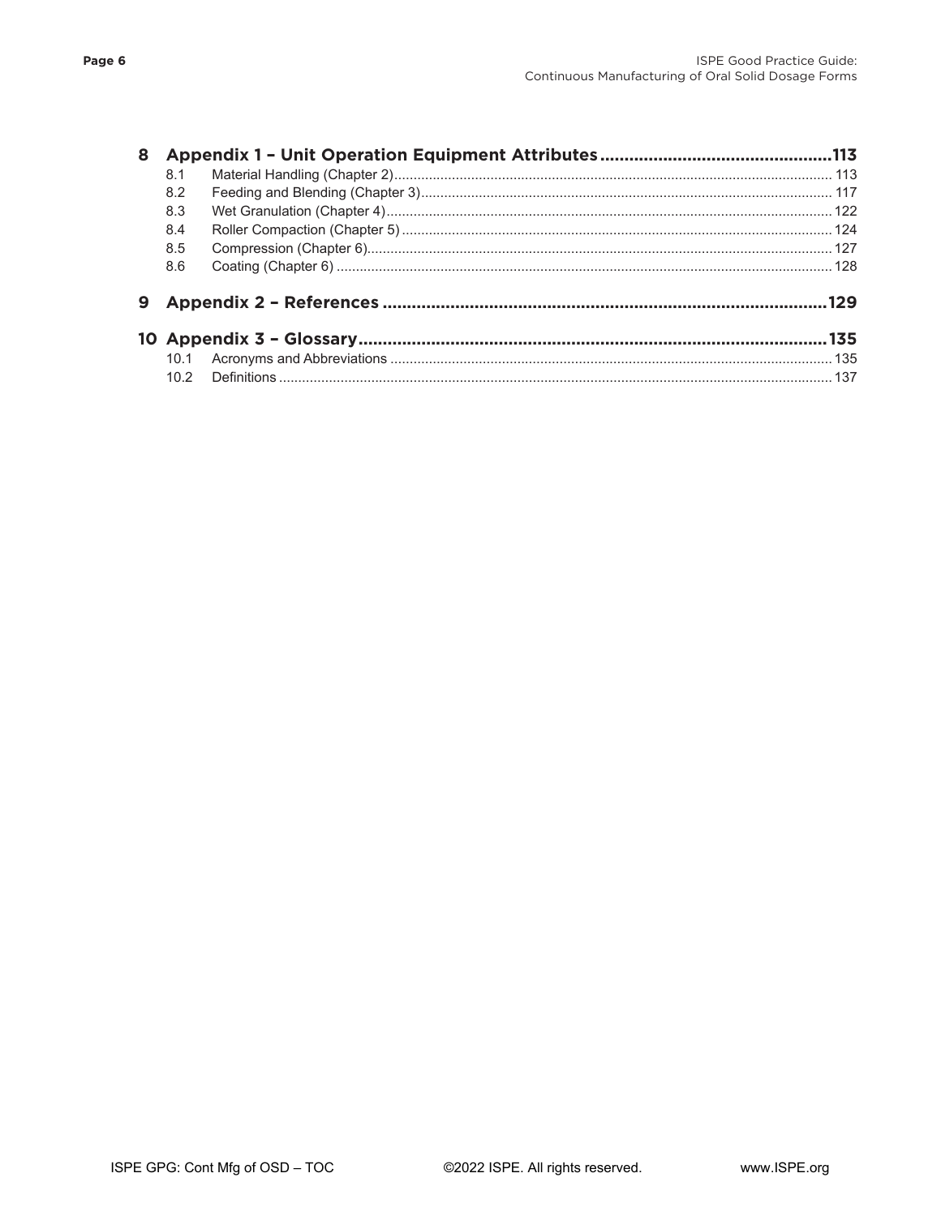**8 Appendix 1 – Unit Operation Equipment Attributes ............................................... 113**

8.1 Material Handling (Chapter 2) ................................................................................................. 113

8.2 Feeding and Blending (Chapter 3) .......................................................................................... 117

8.3 Wet Granulation (Chapter 4) ................................................................................................... 122

8.4 Roller Compaction (Chapter 5) ............................................................................................... 124

8.5 Compression (Chapter 6) ........................................................................................................ 127

8.6 Coating (Chapter 6) ................................................................................................................ 128

**9 Appendix 2 – References ........................................................................................ 129**

**10 Appendix 3 – Glossary ............................................................................................ 135**

10.1 Acronyms and Abbreviations ................................................................................................. 135

10.2 Definitions ............................................................................................................................. 137